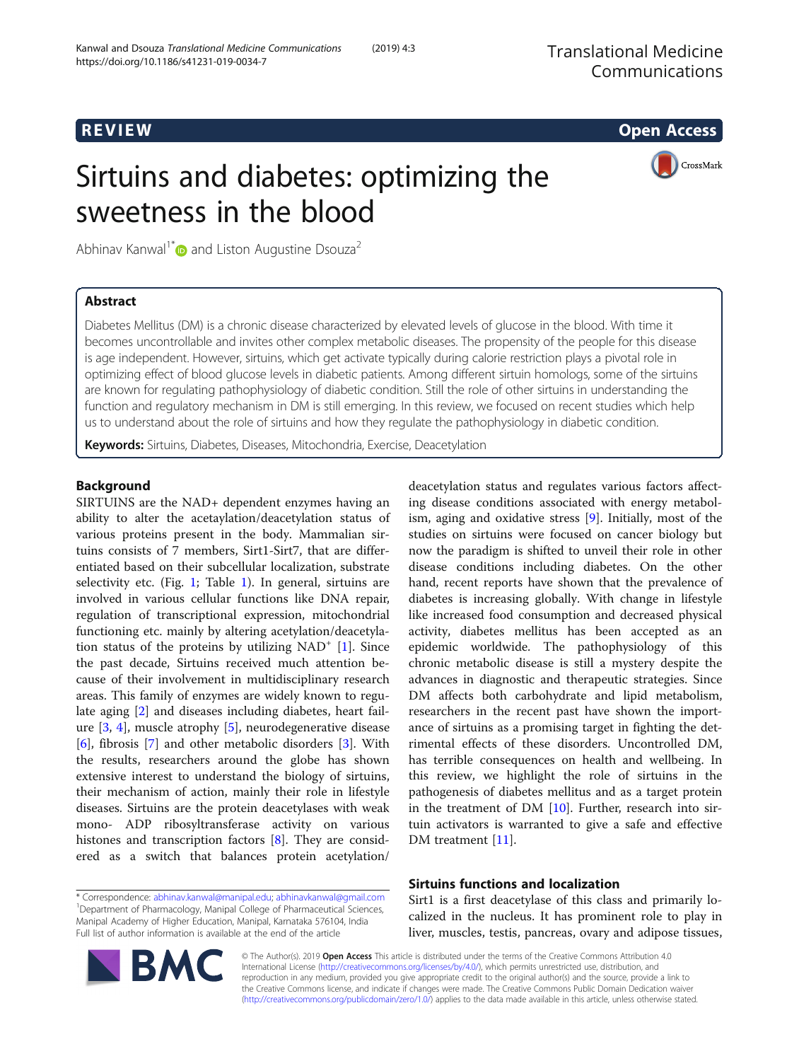REVIEW — Open Access

# Sirtuins and diabetes: optimizing the sweetness in the blood

Abhinav Kanwal[1*] and Liston Augustine Dsouza[2]

## Abstract

Diabetes Mellitus (DM) is a chronic disease characterized by elevated levels of glucose in the blood. With time it becomes uncontrollable and invites other complex metabolic diseases. The propensity of the people for this disease is age independent. However, sirtuins, which get activate typically during calorie restriction plays a pivotal role in optimizing effect of blood glucose levels in diabetic patients. Among different sirtuin homologs, some of the sirtuins are known for regulating pathophysiology of diabetic condition. Still the role of other sirtuins in understanding the function and regulatory mechanism in DM is still emerging. In this review, we focused on recent studies which help us to understand about the role of sirtuins and how they regulate the pathophysiology in diabetic condition.

**Keywords:** Sirtuins, Diabetes, Diseases, Mitochondria, Exercise, Deacetylation

## Background

SIRTUINS are the NAD+ dependent enzymes having an ability to alter the acetaylation/deacetylation status of various proteins present in the body. Mammalian sirtuins consists of 7 members, Sirt1-Sirt7, that are differentiated based on their subcellular localization, substrate selectivity etc. (Fig. 1; Table 1). In general, sirtuins are involved in various cellular functions like DNA repair, regulation of transcriptional expression, mitochondrial functioning etc. mainly by altering acetylation/deacetylation status of the proteins by utilizing $NAD^+$ [1]. Since the past decade, Sirtuins received much attention because of their involvement in multidisciplinary research areas. This family of enzymes are widely known to regulate aging [2] and diseases including diabetes, heart failure [3, 4], muscle atrophy [5], neurodegenerative disease [6], fibrosis [7] and other metabolic disorders [3]. With the results, researchers around the globe has shown extensive interest to understand the biology of sirtuins, their mechanism of action, mainly their role in lifestyle diseases. Sirtuins are the protein deacetylases with weak mono- ADP ribosyltransferase activity on various histones and transcription factors [8]. They are considered as a switch that balances protein acetylation/deacetylation status and regulates various factors affecting disease conditions associated with energy metabolism, aging and oxidative stress [9]. Initially, most of the studies on sirtuins were focused on cancer biology but now the paradigm is shifted to unveil their role in other disease conditions including diabetes. On the other hand, recent reports have shown that the prevalence of diabetes is increasing globally. With change in lifestyle like increased food consumption and decreased physical activity, diabetes mellitus has been accepted as an epidemic worldwide. The pathophysiology of this chronic metabolic disease is still a mystery despite the advances in diagnostic and therapeutic strategies. Since DM affects both carbohydrate and lipid metabolism, researchers in the recent past have shown the importance of sirtuins as a promising target in fighting the detrimental effects of these disorders. Uncontrolled DM, has terrible consequences on health and wellbeing. In this review, we highlight the role of sirtuins in the pathogenesis of diabetes mellitus and as a target protein in the treatment of DM [10]. Further, research into sirtuin activators is warranted to give a safe and effective DM treatment [11].

## Sirtuins functions and localization

Sirt1 is a first deacetylase of this class and primarily localized in the nucleus. It has prominent role to play in liver, muscles, testis, pancreas, ovary and adipose tissues,

\* Correspondence: abhinav.kanwal@manipal.edu; abhinavkanwal@gmail.com
[1]Department of Pharmacology, Manipal College of Pharmaceutical Sciences, Manipal Academy of Higher Education, Manipal, Karnataka 576104, India
Full list of author information is available at the end of the article

© The Author(s). 2019 **Open Access** This article is distributed under the terms of the Creative Commons Attribution 4.0 International License (http://creativecommons.org/licenses/by/4.0/), which permits unrestricted use, distribution, and reproduction in any medium, provided you give appropriate credit to the original author(s) and the source, provide a link to the Creative Commons license, and indicate if changes were made. The Creative Commons Public Domain Dedication waiver (http://creativecommons.org/publicdomain/zero/1.0/) applies to the data made available in this article, unless otherwise stated.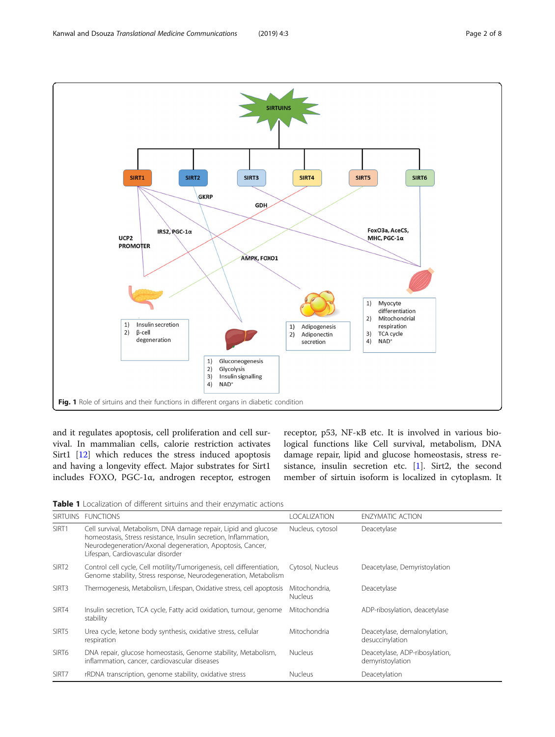Fig. 1 Role of sirtuins and their functions in different organs in diabetic condition

and it regulates apoptosis, cell proliferation and cell survival. In mammalian cells, calorie restriction activates Sirt1 [12] which reduces the stress induced apoptosis and having a longevity effect. Major substrates for Sirt1 includes FOXO, PGC-1α, androgen receptor, estrogen receptor, p53, NF-κB etc. It is involved in various biological functions like Cell survival, metabolism, DNA damage repair, lipid and glucose homeostasis, stress resistance, insulin secretion etc. [1]. Sirt2, the second member of sirtuin isoform is localized in cytoplasm. It

**Table 1** Localization of different sirtuins and their enzymatic actions

| SIRTUINS | FUNCTIONS | LOCALIZATION | ENZYMATIC ACTION |
|---|---|---|---|
| SIRT1 | Cell survival, Metabolism, DNA damage repair, Lipid and glucose homeostasis, Stress resistance, Insulin secretion, Inflammation, Neurodegeneration/Axonal degeneration, Apoptosis, Cancer, Lifespan, Cardiovascular disorder | Nucleus, cytosol | Deacetylase |
| SIRT2 | Control cell cycle, Cell motility/Tumorigenesis, cell differentiation, Genome stability, Stress response, Neurodegeneration, Metabolism | Cytosol, Nucleus | Deacetylase, Demyristoylation |
| SIRT3 | Thermogenesis, Metabolism, Lifespan, Oxidative stress, cell apoptosis | Mitochondria, Nucleus | Deacetylase |
| SIRT4 | Insulin secretion, TCA cycle, Fatty acid oxidation, tumour, genome stability | Mitochondria | ADP-ribosylation, deacetylase |
| SIRT5 | Urea cycle, ketone body synthesis, oxidative stress, cellular respiration | Mitochondria | Deacetylase, demalonylation, desuccinylation |
| SIRT6 | DNA repair, glucose homeostasis, Genome stability, Metabolism, inflammation, cancer, cardiovascular diseases | Nucleus | Deacetylase, ADP-ribosylation, demyristoylation |
| SIRT7 | rRDNA transcription, genome stability, oxidative stress | Nucleus | Deacetylation |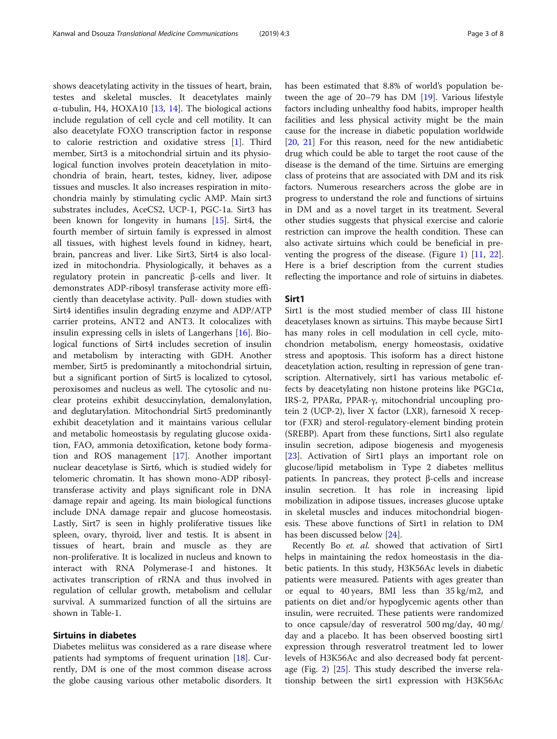shows deacetylating activity in the tissues of heart, brain, testes and skeletal muscles. It deacetylates mainly α-tubulin, H4, HOXA10 [13, 14]. The biological actions include regulation of cell cycle and cell motility. It can also deacetylate FOXO transcription factor in response to calorie restriction and oxidative stress [1]. Third member, Sirt3 is a mitochondrial sirtuin and its physiological function involves protein deacetylation in mitochondria of brain, heart, testes, kidney, liver, adipose tissues and muscles. It also increases respiration in mitochondria mainly by stimulating cyclic AMP. Main sirt3 substrates includes, AceCS2, UCP-1, PGC-1a. Sirt3 has been known for longevity in humans [15]. Sirt4, the fourth member of sirtuin family is expressed in almost all tissues, with highest levels found in kidney, heart, brain, pancreas and liver. Like Sirt3, Sirt4 is also localized in mitochondria. Physiologically, it behaves as a regulatory protein in pancreatic β-cells and liver. It demonstrates ADP-ribosyl transferase activity more efficiently than deacetylase activity. Pull- down studies with Sirt4 identifies insulin degrading enzyme and ADP/ATP carrier proteins, ANT2 and ANT3. It colocalizes with insulin expressing cells in islets of Langerhans [16]. Biological functions of Sirt4 includes secretion of insulin and metabolism by interacting with GDH. Another member, Sirt5 is predominantly a mitochondrial sirtuin, but a significant portion of Sirt5 is localized to cytosol, peroxisomes and nucleus as well. The cytosolic and nuclear proteins exhibit desuccinylation, demalonylation, and deglutarylation. Mitochondrial Sirt5 predominantly exhibit deacetylation and it maintains various cellular and metabolic homeostasis by regulating glucose oxidation, FAO, ammonia detoxification, ketone body formation and ROS management [17]. Another important nuclear deacetylase is Sirt6, which is studied widely for telomeric chromatin. It has shown mono-ADP ribosyltransferase activity and plays significant role in DNA damage repair and ageing. Its main biological functions include DNA damage repair and glucose homeostasis. Lastly, Sirt7 is seen in highly proliferative tissues like spleen, ovary, thyroid, liver and testis. It is absent in tissues of heart, brain and muscle as they are non-proliferative. It is localized in nucleus and known to interact with RNA Polymerase-I and histones. It activates transcription of rRNA and thus involved in regulation of cellular growth, metabolism and cellular survival. A summarized function of all the sirtuins are shown in Table-1.

## Sirtuins in diabetes

Diabetes meliitus was considered as a rare disease where patients had symptoms of frequent urination [18]. Currently, DM is one of the most common disease across the globe causing various other metabolic disorders. It has been estimated that 8.8% of world's population between the age of 20–79 has DM [19]. Various lifestyle factors including unhealthy food habits, improper health facilities and less physical activity might be the main cause for the increase in diabetic population worldwide [20, 21] For this reason, need for the new antidiabetic drug which could be able to target the root cause of the disease is the demand of the time. Sirtuins are emerging class of proteins that are associated with DM and its risk factors. Numerous researchers across the globe are in progress to understand the role and functions of sirtuins in DM and as a novel target in its treatment. Several other studies suggests that physical exercise and calorie restriction can improve the health condition. These can also activate sirtuins which could be beneficial in preventing the progress of the disease. (Figure 1) [11, 22]. Here is a brief description from the current studies reflecting the importance and role of sirtuins in diabetes.

## Sirt1

Sirt1 is the most studied member of class III histone deacetylases known as sirtuins. This maybe because Sirt1 has many roles in cell modulation in cell cycle, mitochondrion metabolism, energy homeostasis, oxidative stress and apoptosis. This isoform has a direct histone deacetylation action, resulting in repression of gene transcription. Alternatively, sirt1 has various metabolic effects by deacetylating non histone proteins like PGC1α, IRS-2, PPARα, PPAR-γ, mitochondrial uncoupling protein 2 (UCP-2), liver X factor (LXR), farnesoid X receptor (FXR) and sterol-regulatory-element binding protein (SREBP). Apart from these functions, Sirt1 also regulate insulin secretion, adipose biogenesis and myogenesis [23]. Activation of Sirt1 plays an important role on glucose/lipid metabolism in Type 2 diabetes mellitus patients. In pancreas, they protect β-cells and increase insulin secretion. It has role in increasing lipid mobilization in adipose tissues, increases glucose uptake in skeletal muscles and induces mitochondrial biogenesis. These above functions of Sirt1 in relation to DM has been discussed below [24].

Recently Bo *et. al.* showed that activation of Sirt1 helps in maintaining the redox homeostasis in the diabetic patients. In this study, H3K56Ac levels in diabetic patients were measured. Patients with ages greater than or equal to 40 years, BMI less than 35 kg/m2, and patients on diet and/or hypoglycemic agents other than insulin, were recruited. These patients were randomized to once capsule/day of resveratrol 500 mg/day, 40 mg/day and a placebo. It has been observed boosting sirt1 expression through resveratrol treatment led to lower levels of H3K56Ac and also decreased body fat percentage (Fig. 2) [25]. This study described the inverse relationship between the sirt1 expression with H3K56Ac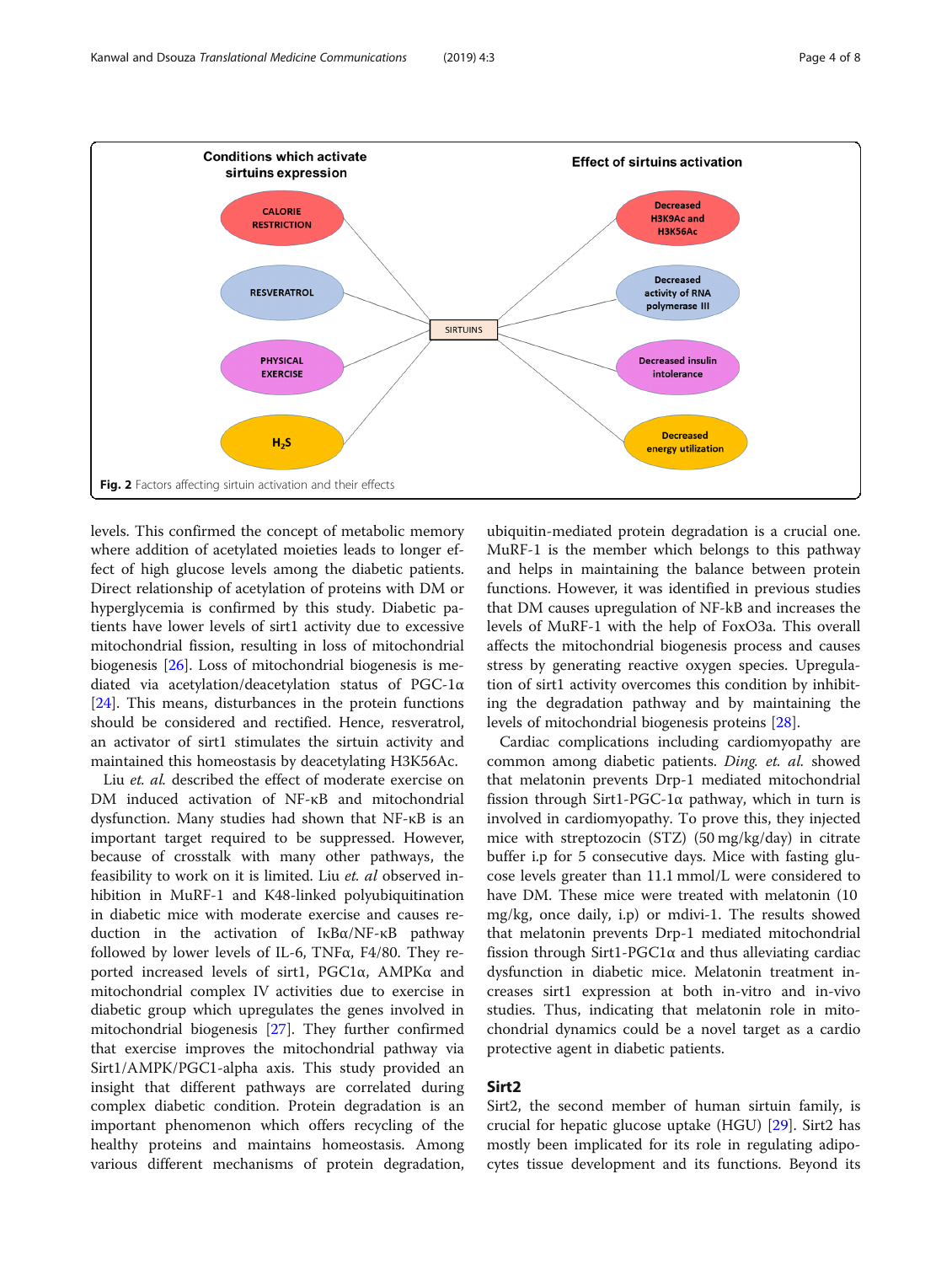**Fig. 2** Factors affecting sirtuin activation and their effects

levels. This confirmed the concept of metabolic memory where addition of acetylated moieties leads to longer effect of high glucose levels among the diabetic patients. Direct relationship of acetylation of proteins with DM or hyperglycemia is confirmed by this study. Diabetic patients have lower levels of sirt1 activity due to excessive mitochondrial fission, resulting in loss of mitochondrial biogenesis [26]. Loss of mitochondrial biogenesis is mediated via acetylation/deacetylation status of PGC-1α [24]. This means, disturbances in the protein functions should be considered and rectified. Hence, resveratrol, an activator of sirt1 stimulates the sirtuin activity and maintained this homeostasis by deacetylating H3K56Ac.

Liu *et. al.* described the effect of moderate exercise on DM induced activation of NF-κB and mitochondrial dysfunction. Many studies had shown that NF-κB is an important target required to be suppressed. However, because of crosstalk with many other pathways, the feasibility to work on it is limited. Liu *et. al* observed inhibition in MuRF-1 and K48-linked polyubiquitination in diabetic mice with moderate exercise and causes reduction in the activation of IκBα/NF-κB pathway followed by lower levels of IL-6, TNFα, F4/80. They reported increased levels of sirt1, PGC1α, AMPKα and mitochondrial complex IV activities due to exercise in diabetic group which upregulates the genes involved in mitochondrial biogenesis [27]. They further confirmed that exercise improves the mitochondrial pathway via Sirt1/AMPK/PGC1-alpha axis. This study provided an insight that different pathways are correlated during complex diabetic condition. Protein degradation is an important phenomenon which offers recycling of the healthy proteins and maintains homeostasis. Among various different mechanisms of protein degradation, ubiquitin-mediated protein degradation is a crucial one. MuRF-1 is the member which belongs to this pathway and helps in maintaining the balance between protein functions. However, it was identified in previous studies that DM causes upregulation of NF-kB and increases the levels of MuRF-1 with the help of FoxO3a. This overall affects the mitochondrial biogenesis process and causes stress by generating reactive oxygen species. Upregulation of sirt1 activity overcomes this condition by inhibiting the degradation pathway and by maintaining the levels of mitochondrial biogenesis proteins [28].

Cardiac complications including cardiomyopathy are common among diabetic patients. *Ding. et. al.* showed that melatonin prevents Drp-1 mediated mitochondrial fission through Sirt1-PGC-1α pathway, which in turn is involved in cardiomyopathy. To prove this, they injected mice with streptozocin (STZ) (50 mg/kg/day) in citrate buffer i.p for 5 consecutive days. Mice with fasting glucose levels greater than 11.1 mmol/L were considered to have DM. These mice were treated with melatonin (10 mg/kg, once daily, i.p) or mdivi-1. The results showed that melatonin prevents Drp-1 mediated mitochondrial fission through Sirt1-PGC1α and thus alleviating cardiac dysfunction in diabetic mice. Melatonin treatment increases sirt1 expression at both in-vitro and in-vivo studies. Thus, indicating that melatonin role in mitochondrial dynamics could be a novel target as a cardio protective agent in diabetic patients.

## Sirt2

Sirt2, the second member of human sirtuin family, is crucial for hepatic glucose uptake (HGU) [29]. Sirt2 has mostly been implicated for its role in regulating adipocytes tissue development and its functions. Beyond its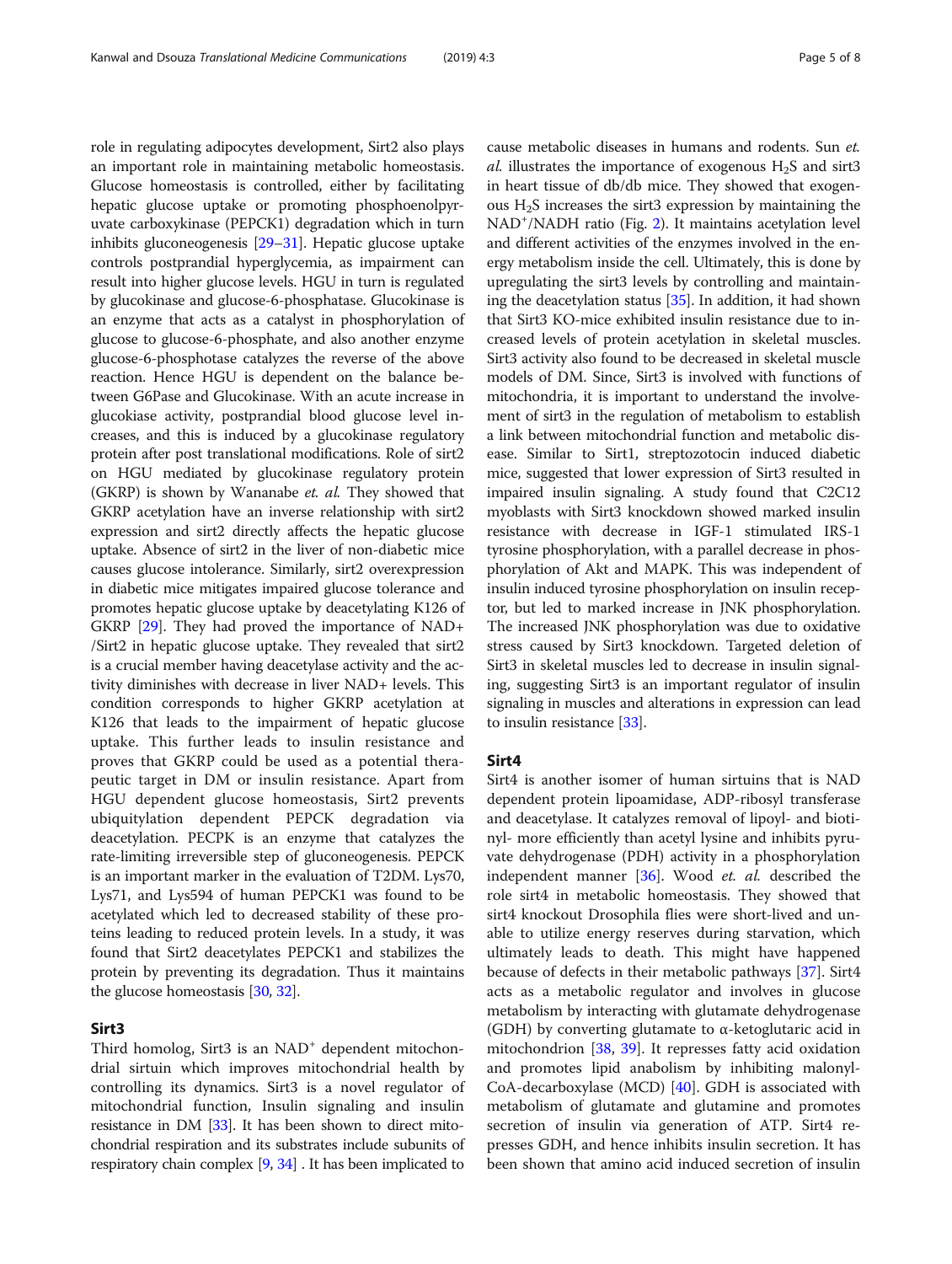role in regulating adipocytes development, Sirt2 also plays an important role in maintaining metabolic homeostasis. Glucose homeostasis is controlled, either by facilitating hepatic glucose uptake or promoting phosphoenolpyruvate carboxykinase (PEPCK1) degradation which in turn inhibits gluconeogenesis [29–31]. Hepatic glucose uptake controls postprandial hyperglycemia, as impairment can result into higher glucose levels. HGU in turn is regulated by glucokinase and glucose-6-phosphatase. Glucokinase is an enzyme that acts as a catalyst in phosphorylation of glucose to glucose-6-phosphate, and also another enzyme glucose-6-phosphotase catalyzes the reverse of the above reaction. Hence HGU is dependent on the balance between G6Pase and Glucokinase. With an acute increase in glucokiase activity, postprandial blood glucose level increases, and this is induced by a glucokinase regulatory protein after post translational modifications. Role of sirt2 on HGU mediated by glucokinase regulatory protein (GKRP) is shown by Wananabe *et. al.* They showed that GKRP acetylation have an inverse relationship with sirt2 expression and sirt2 directly affects the hepatic glucose uptake. Absence of sirt2 in the liver of non-diabetic mice causes glucose intolerance. Similarly, sirt2 overexpression in diabetic mice mitigates impaired glucose tolerance and promotes hepatic glucose uptake by deacetylating K126 of GKRP [29]. They had proved the importance of NAD+ /Sirt2 in hepatic glucose uptake. They revealed that sirt2 is a crucial member having deacetylase activity and the activity diminishes with decrease in liver NAD+ levels. This condition corresponds to higher GKRP acetylation at K126 that leads to the impairment of hepatic glucose uptake. This further leads to insulin resistance and proves that GKRP could be used as a potential therapeutic target in DM or insulin resistance. Apart from HGU dependent glucose homeostasis, Sirt2 prevents ubiquitylation dependent PEPCK degradation via deacetylation. PECPK is an enzyme that catalyzes the rate-limiting irreversible step of gluconeogenesis. PEPCK is an important marker in the evaluation of T2DM. Lys70, Lys71, and Lys594 of human PEPCK1 was found to be acetylated which led to decreased stability of these proteins leading to reduced protein levels. In a study, it was found that Sirt2 deacetylates PEPCK1 and stabilizes the protein by preventing its degradation. Thus it maintains the glucose homeostasis [30, 32].

## Sirt3

Third homolog, Sirt3 is an $NAD^+$ dependent mitochondrial sirtuin which improves mitochondrial health by controlling its dynamics. Sirt3 is a novel regulator of mitochondrial function, Insulin signaling and insulin resistance in DM [33]. It has been shown to direct mitochondrial respiration and its substrates include subunits of respiratory chain complex [9, 34] . It has been implicated to cause metabolic diseases in humans and rodents. Sun *et. al.* illustrates the importance of exogenous $H_2S$ and sirt3 in heart tissue of db/db mice. They showed that exogenous $H_2S$ increases the sirt3 expression by maintaining the $NAD^+$/NADH ratio (Fig. 2). It maintains acetylation level and different activities of the enzymes involved in the energy metabolism inside the cell. Ultimately, this is done by upregulating the sirt3 levels by controlling and maintaining the deacetylation status [35]. In addition, it had shown that Sirt3 KO-mice exhibited insulin resistance due to increased levels of protein acetylation in skeletal muscles. Sirt3 activity also found to be decreased in skeletal muscle models of DM. Since, Sirt3 is involved with functions of mitochondria, it is important to understand the involvement of sirt3 in the regulation of metabolism to establish a link between mitochondrial function and metabolic disease. Similar to Sirt1, streptozotocin induced diabetic mice, suggested that lower expression of Sirt3 resulted in impaired insulin signaling. A study found that C2C12 myoblasts with Sirt3 knockdown showed marked insulin resistance with decrease in IGF-1 stimulated IRS-1 tyrosine phosphorylation, with a parallel decrease in phosphorylation of Akt and MAPK. This was independent of insulin induced tyrosine phosphorylation on insulin receptor, but led to marked increase in JNK phosphorylation. The increased JNK phosphorylation was due to oxidative stress caused by Sirt3 knockdown. Targeted deletion of Sirt3 in skeletal muscles led to decrease in insulin signaling, suggesting Sirt3 is an important regulator of insulin signaling in muscles and alterations in expression can lead to insulin resistance [33].

## Sirt4

Sirt4 is another isomer of human sirtuins that is NAD dependent protein lipoamidase, ADP-ribosyl transferase and deacetylase. It catalyzes removal of lipoyl- and biotinyl- more efficiently than acetyl lysine and inhibits pyruvate dehydrogenase (PDH) activity in a phosphorylation independent manner [36]. Wood *et. al.* described the role sirt4 in metabolic homeostasis. They showed that sirt4 knockout Drosophila flies were short-lived and unable to utilize energy reserves during starvation, which ultimately leads to death. This might have happened because of defects in their metabolic pathways [37]. Sirt4 acts as a metabolic regulator and involves in glucose metabolism by interacting with glutamate dehydrogenase (GDH) by converting glutamate to α-ketoglutaric acid in mitochondrion [38, 39]. It represses fatty acid oxidation and promotes lipid anabolism by inhibiting malonyl-CoA-decarboxylase (MCD) [40]. GDH is associated with metabolism of glutamate and glutamine and promotes secretion of insulin via generation of ATP. Sirt4 represses GDH, and hence inhibits insulin secretion. It has been shown that amino acid induced secretion of insulin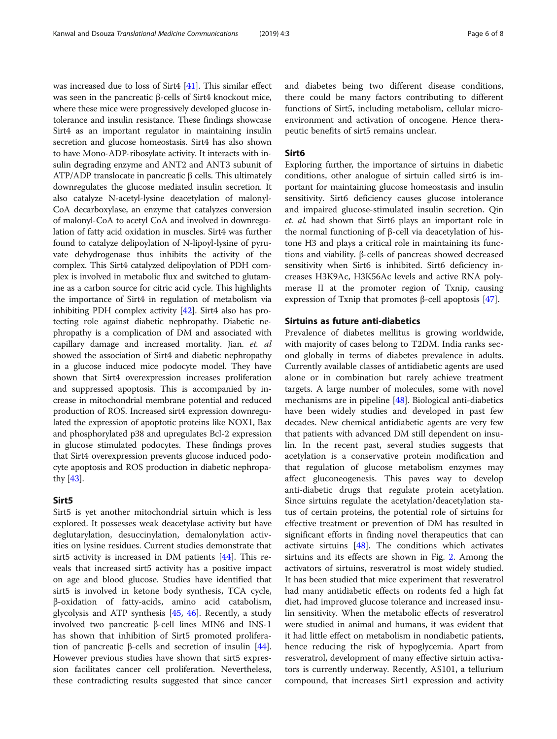was increased due to loss of Sirt4 [41]. This similar effect was seen in the pancreatic β-cells of Sirt4 knockout mice, where these mice were progressively developed glucose intolerance and insulin resistance. These findings showcase Sirt4 as an important regulator in maintaining insulin secretion and glucose homeostasis. Sirt4 has also shown to have Mono-ADP-ribosylate activity. It interacts with insulin degrading enzyme and ANT2 and ANT3 subunit of ATP/ADP translocate in pancreatic β cells. This ultimately downregulates the glucose mediated insulin secretion. It also catalyze N-acetyl-lysine deacetylation of malonyl-CoA decarboxylase, an enzyme that catalyzes conversion of malonyl-CoA to acetyl CoA and involved in downregulation of fatty acid oxidation in muscles. Sirt4 was further found to catalyze delipoylation of N-lipoyl-lysine of pyruvate dehydrogenase thus inhibits the activity of the complex. This Sirt4 catalyzed delipoylation of PDH complex is involved in metabolic flux and switched to glutamine as a carbon source for citric acid cycle. This highlights the importance of Sirt4 in regulation of metabolism via inhibiting PDH complex activity [42]. Sirt4 also has protecting role against diabetic nephropathy. Diabetic nephropathy is a complication of DM and associated with capillary damage and increased mortality. Jian. *et. al* showed the association of Sirt4 and diabetic nephropathy in a glucose induced mice podocyte model. They have shown that Sirt4 overexpression increases proliferation and suppressed apoptosis. This is accompanied by increase in mitochondrial membrane potential and reduced production of ROS. Increased sirt4 expression downregulated the expression of apoptotic proteins like NOX1, Bax and phosphorylated p38 and upregulates Bcl-2 expression in glucose stimulated podocytes. These findings proves that Sirt4 overexpression prevents glucose induced podocyte apoptosis and ROS production in diabetic nephropathy [43].

## Sirt5

Sirt5 is yet another mitochondrial sirtuin which is less explored. It possesses weak deacetylase activity but have deglutarylation, desuccinylation, demalonylation activities on lysine residues. Current studies demonstrate that sirt5 activity is increased in DM patients [44]. This reveals that increased sirt5 activity has a positive impact on age and blood glucose. Studies have identified that sirt5 is involved in ketone body synthesis, TCA cycle, β-oxidation of fatty-acids, amino acid catabolism, glycolysis and ATP synthesis [45, 46]. Recently, a study involved two pancreatic β-cell lines MIN6 and INS-1 has shown that inhibition of Sirt5 promoted proliferation of pancreatic β-cells and secretion of insulin [44]. However previous studies have shown that sirt5 expression facilitates cancer cell proliferation. Nevertheless, these contradicting results suggested that since cancer and diabetes being two different disease conditions, there could be many factors contributing to different functions of Sirt5, including metabolism, cellular microenvironment and activation of oncogene. Hence therapeutic benefits of sirt5 remains unclear.

## Sirt6

Exploring further, the importance of sirtuins in diabetic conditions, other analogue of sirtuin called sirt6 is important for maintaining glucose homeostasis and insulin sensitivity. Sirt6 deficiency causes glucose intolerance and impaired glucose-stimulated insulin secretion. Qin *et. al.* had shown that Sirt6 plays an important role in the normal functioning of β-cell via deacetylation of histone H3 and plays a critical role in maintaining its functions and viability. β-cells of pancreas showed decreased sensitivity when Sirt6 is inhibited. Sirt6 deficiency increases H3K9Ac, H3K56Ac levels and active RNA polymerase II at the promoter region of Txnip, causing expression of Txnip that promotes β-cell apoptosis [47].

## Sirtuins as future anti-diabetics

Prevalence of diabetes mellitus is growing worldwide, with majority of cases belong to T2DM. India ranks second globally in terms of diabetes prevalence in adults. Currently available classes of antidiabetic agents are used alone or in combination but rarely achieve treatment targets. A large number of molecules, some with novel mechanisms are in pipeline [48]. Biological anti-diabetics have been widely studies and developed in past few decades. New chemical antidiabetic agents are very few that patients with advanced DM still dependent on insulin. In the recent past, several studies suggests that acetylation is a conservative protein modification and that regulation of glucose metabolism enzymes may affect gluconeogenesis. This paves way to develop anti-diabetic drugs that regulate protein acetylation. Since sirtuins regulate the acetylation/deacetylation status of certain proteins, the potential role of sirtuins for effective treatment or prevention of DM has resulted in significant efforts in finding novel therapeutics that can activate sirtuins [48]. The conditions which activates sirtuins and its effects are shown in Fig. 2. Among the activators of sirtuins, resveratrol is most widely studied. It has been studied that mice experiment that resveratrol had many antidiabetic effects on rodents fed a high fat diet, had improved glucose tolerance and increased insulin sensitivity. When the metabolic effects of resveratrol were studied in animal and humans, it was evident that it had little effect on metabolism in nondiabetic patients, hence reducing the risk of hypoglycemia. Apart from resveratrol, development of many effective sirtuin activators is currently underway. Recently, AS101, a tellurium compound, that increases Sirt1 expression and activity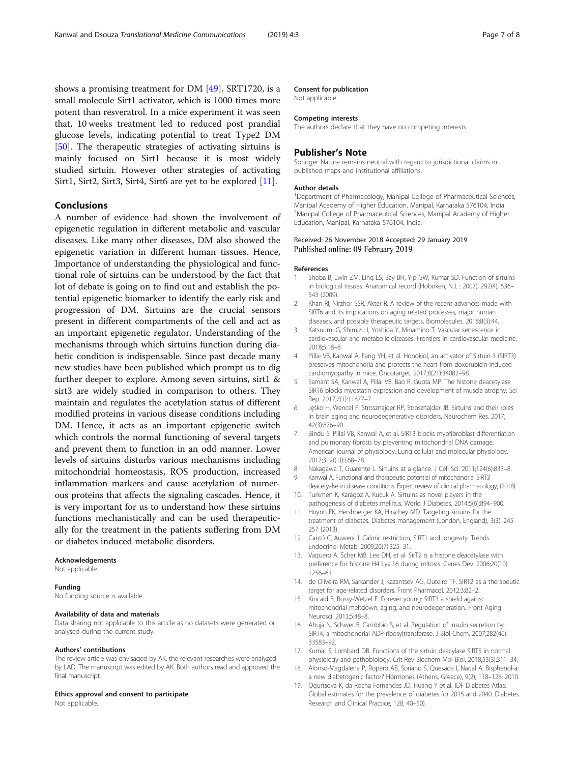shows a promising treatment for DM [49]. SRT1720, is a small molecule Sirt1 activator, which is 1000 times more potent than resveratrol. In a mice experiment it was seen that, 10 weeks treatment led to reduced post prandial glucose levels, indicating potential to treat Type2 DM [50]. The therapeutic strategies of activating sirtuins is mainly focused on Sirt1 because it is most widely studied sirtuin. However other strategies of activating Sirt1, Sirt2, Sirt3, Sirt4, Sirt6 are yet to be explored [11].

## Conclusions

A number of evidence had shown the involvement of epigenetic regulation in different metabolic and vascular diseases. Like many other diseases, DM also showed the epigenetic variation in different human tissues. Hence, Importance of understanding the physiological and functional role of sirtuins can be understood by the fact that lot of debate is going on to find out and establish the potential epigenetic biomarker to identify the early risk and progression of DM. Sirtuins are the crucial sensors present in different compartments of the cell and act as an important epigenetic regulator. Understanding of the mechanisms through which sirtuins function during diabetic condition is indispensable. Since past decade many new studies have been published which prompt us to dig further deeper to explore. Among seven sirtuins, sirt1 & sirt3 are widely studied in comparison to others. They maintain and regulates the acetylation status of different modified proteins in various disease conditions including DM. Hence, it acts as an important epigenetic switch which controls the normal functioning of several targets and prevent them to function in an odd manner. Lower levels of sirtuins disturbs various mechanisms including mitochondrial homeostasis, ROS production, increased inflammation markers and cause acetylation of numerous proteins that affects the signaling cascades. Hence, it is very important for us to understand how these sirtuins functions mechanistically and can be used therapeutically for the treatment in the patients suffering from DM or diabetes induced metabolic disorders.

### Acknowledgements

Not applicable.

### Funding

No funding source is available.

### Availability of data and materials

Data sharing not applicable to this article as no datasets were generated or analysed during the current study.

### Authors' contributions

The review article was envisaged by AK, the relevant researches were analyzed by LAD. The manuscript was edited by AK. Both authors read and approved the final manuscript.

### Ethics approval and consent to participate

Not applicable.

### Consent for publication

Not applicable.

### Competing interests

The authors declare that they have no competing interests.

## Publisher's Note

Springer Nature remains neutral with regard to jurisdictional claims in published maps and institutional affiliations.

### Author details

[1]Department of Pharmacology, Manipal College of Pharmaceutical Sciences, Manipal Academy of Higher Education, Manipal, Karnataka 576104, India. [2]Manipal College of Pharmaceutical Sciences, Manipal Academy of Higher Education, Manipal, Karnataka 576104, India.

Received: 26 November 2018 Accepted: 29 January 2019
Published online: 09 February 2019

### References

1. Shoba B, Lwin ZM, Ling LS, Bay BH, Yip GW, Kumar SD. Function of sirtuins in biological tissues. Anatomical record (Hoboken, N.J. : 2007), 292(4), 536–543 (2009).
2. Khan RI, Nirzhor SSR, Akter R. A review of the recent advances made with SIRT6 and its implications on aging related processes, major human diseases, and possible therapeutic targets. Biomolecules. 2018;8(3):44.
3. Katsuumi G, Shimizu I, Yoshida Y, Minamino T. Vascular senescence in cardiovascular and metabolic diseases. Frontiers in cardiovascular medicine. 2018;5:18–8.
4. Pillai VB, Kanwal A, Fang YH, et al. Honokiol, an activator of Sirtuin-3 (SIRT3) preserves mitochondria and protects the heart from doxorubicin-induced cardiomyopathy in mice. Oncotarget. 2017;8(21):34082–98.
5. Samant SA, Kanwal A, Pillai VB, Bao R, Gupta MP. The histone deacetylase SIRT6 blocks myostatin expression and development of muscle atrophy. Sci Rep. 2017;7(1):11877–7.
6. Jęśko H, Wencel P, Strosznajder RP, Strosznajder JB. Sirtuins and their roles in brain aging and neurodegenerative disorders. Neurochem Res. 2017; 42(3):876–90.
7. Bindu S, Pillai VB, Kanwal A, et al. SIRT3 blocks myofibroblast differentiation and pulmonary fibrosis by preventing mitochondrial DNA damage. American journal of physiology. Lung cellular and molecular physiology. 2017;312((1)):L68–78.
8. Nakagawa T, Guarente L. Sirtuins at a glance. J Cell Sci. 2011;124(6):833–8.
9. Kanwal A. Functional and therapeutic potential of mitochondrial SIRT3 deacetyalse in disease conditions. Expert review of clinical pharmacology, (2018).
10. Turkmen K, Karagoz A, Kucuk A. Sirtuins as novel players in the pathogenesis of diabetes mellitus. World J Diabetes. 2014;5(6):894–900.
11. Huynh FK, Hershberger KA, Hirschey MD. Targeting sirtuins for the treatment of diabetes. Diabetes management (London, England), 3(3), 245–257 (2013).
12. Cantó C, Auwerx J. Caloric restriction, SIRT1 and longevity. Trends Endocrinol Metab. 2009;20(7):325–31.
13. Vaquero A, Scher MB, Lee DH, et al. SirT2 is a histone deacetylase with preference for histone H4 Lys 16 during mitosis. Genes Dev. 2006;20(10): 1256–61.
14. de Oliveira RM, Sarkander J, Kazantsev AG, Outeiro TF. SIRT2 as a therapeutic target for age-related disorders. Front Pharmacol. 2012;3:82–2.
15. Kincaid B, Bossy-Wetzel E. Forever young: SIRT3 a shield against mitochondrial meltdown, aging, and neurodegeneration. Front Aging Neurosci. 2013;5:48–8.
16. Ahuja N, Schwer B, Carobbio S, et al. Regulation of insulin secretion by SIRT4, a mitochondrial ADP-ribosyltransferase. J Biol Chem. 2007;282(46): 33583–92.
17. Kumar S, Lombard DB. Functions of the sirtuin deacylase SIRT5 in normal physiology and pathobiology. Crit Rev Biochem Mol Biol. 2018;53(3):311–34.
18. Alonso-Magdalena P, Ropero AB, Soriano S, Quesada I, Nadal A. Bisphenol-a: a new diabetogenic factor? Hormones (Athens, Greece), 9(2), 118–126; 2010.
19. Ogurtsova K, da Rocha Fernandes JD, Huang Y et al. IDF Diabetes Atlas: Global estimates for the prevalence of diabetes for 2015 and 2040. Diabetes Research and Clinical Practice, 128, 40–50).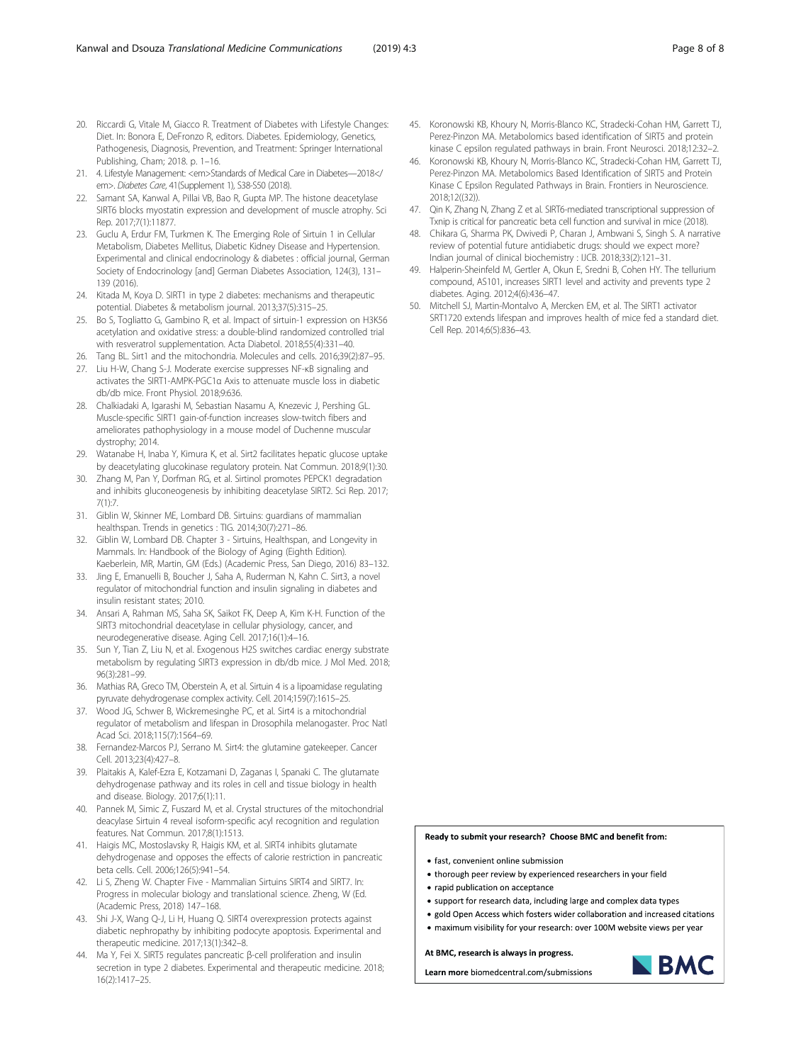20. Riccardi G, Vitale M, Giacco R. Treatment of Diabetes with Lifestyle Changes: Diet. In: Bonora E, DeFronzo R, editors. Diabetes. Epidemiology, Genetics, Pathogenesis, Diagnosis, Prevention, and Treatment: Springer International Publishing, Cham; 2018. p. 1–16.
21. 4. Lifestyle Management: <em>Standards of Medical Care in Diabetes—2018</em>. *Diabetes Care*, 41(Supplement 1), S38-S50 (2018).
22. Samant SA, Kanwal A, Pillai VB, Bao R, Gupta MP. The histone deacetylase SIRT6 blocks myostatin expression and development of muscle atrophy. Sci Rep. 2017;7(1):11877.
23. Guclu A, Erdur FM, Turkmen K. The Emerging Role of Sirtuin 1 in Cellular Metabolism, Diabetes Mellitus, Diabetic Kidney Disease and Hypertension. Experimental and clinical endocrinology & diabetes : official journal, German Society of Endocrinology [and] German Diabetes Association, 124(3), 131–139 (2016).
24. Kitada M, Koya D. SIRT1 in type 2 diabetes: mechanisms and therapeutic potential. Diabetes & metabolism journal. 2013;37(5):315–25.
25. Bo S, Togliatto G, Gambino R, et al. Impact of sirtuin-1 expression on H3K56 acetylation and oxidative stress: a double-blind randomized controlled trial with resveratrol supplementation. Acta Diabetol. 2018;55(4):331–40.
26. Tang BL. Sirt1 and the mitochondria. Molecules and cells. 2016;39(2):87–95.
27. Liu H-W, Chang S-J. Moderate exercise suppresses NF-κB signaling and activates the SIRT1-AMPK-PGC1α Axis to attenuate muscle loss in diabetic db/db mice. Front Physiol. 2018;9:636.
28. Chalkiadaki A, Igarashi M, Sebastian Nasamu A, Knezevic J, Pershing GL. Muscle-specific SIRT1 gain-of-function increases slow-twitch fibers and ameliorates pathophysiology in a mouse model of Duchenne muscular dystrophy; 2014.
29. Watanabe H, Inaba Y, Kimura K, et al. Sirt2 facilitates hepatic glucose uptake by deacetylating glucokinase regulatory protein. Nat Commun. 2018;9(1):30.
30. Zhang M, Pan Y, Dorfman RG, et al. Sirtinol promotes PEPCK1 degradation and inhibits gluconeogenesis by inhibiting deacetylase SIRT2. Sci Rep. 2017;7(1):7.
31. Giblin W, Skinner ME, Lombard DB. Sirtuins: guardians of mammalian healthspan. Trends in genetics : TIG. 2014;30(7):271–86.
32. Giblin W, Lombard DB. Chapter 3 - Sirtuins, Healthspan, and Longevity in Mammals. In: Handbook of the Biology of Aging (Eighth Edition). Kaeberlein, MR, Martin, GM (Eds.) (Academic Press, San Diego, 2016) 83–132.
33. Jing E, Emanuelli B, Boucher J, Saha A, Ruderman N, Kahn C. Sirt3, a novel regulator of mitochondrial function and insulin signaling in diabetes and insulin resistant states; 2010.
34. Ansari A, Rahman MS, Saha SK, Saikot FK, Deep A, Kim K-H. Function of the SIRT3 mitochondrial deacetylase in cellular physiology, cancer, and neurodegenerative disease. Aging Cell. 2017;16(1):4–16.
35. Sun Y, Tian Z, Liu N, et al. Exogenous H2S switches cardiac energy substrate metabolism by regulating SIRT3 expression in db/db mice. J Mol Med. 2018;96(3):281–99.
36. Mathias RA, Greco TM, Oberstein A, et al. Sirtuin 4 is a lipoamidase regulating pyruvate dehydrogenase complex activity. Cell. 2014;159(7):1615–25.
37. Wood JG, Schwer B, Wickremesinghe PC, et al. Sirt4 is a mitochondrial regulator of metabolism and lifespan in Drosophila melanogaster. Proc Natl Acad Sci. 2018;115(7):1564–69.
38. Fernandez-Marcos PJ, Serrano M. Sirt4: the glutamine gatekeeper. Cancer Cell. 2013;23(4):427–8.
39. Plaitakis A, Kalef-Ezra E, Kotzamani D, Zaganas I, Spanaki C. The glutamate dehydrogenase pathway and its roles in cell and tissue biology in health and disease. Biology. 2017;6(1):11.
40. Pannek M, Simic Z, Fuszard M, et al. Crystal structures of the mitochondrial deacylase Sirtuin 4 reveal isoform-specific acyl recognition and regulation features. Nat Commun. 2017;8(1):1513.
41. Haigis MC, Mostoslavsky R, Haigis KM, et al. SIRT4 inhibits glutamate dehydrogenase and opposes the effects of calorie restriction in pancreatic beta cells. Cell. 2006;126(5):941–54.
42. Li S, Zheng W. Chapter Five - Mammalian Sirtuins SIRT4 and SIRT7. In: Progress in molecular biology and translational science. Zheng, W (Ed. (Academic Press, 2018) 147–168.
43. Shi J-X, Wang Q-J, Li H, Huang Q. SIRT4 overexpression protects against diabetic nephropathy by inhibiting podocyte apoptosis. Experimental and therapeutic medicine. 2017;13(1):342–8.
44. Ma Y, Fei X. SIRT5 regulates pancreatic β-cell proliferation and insulin secretion in type 2 diabetes. Experimental and therapeutic medicine. 2018;16(2):1417–25.
45. Koronowski KB, Khoury N, Morris-Blanco KC, Stradecki-Cohan HM, Garrett TJ, Perez-Pinzon MA. Metabolomics based identification of SIRT5 and protein kinase C epsilon regulated pathways in brain. Front Neurosci. 2018;12:32–2.
46. Koronowski KB, Khoury N, Morris-Blanco KC, Stradecki-Cohan HM, Garrett TJ, Perez-Pinzon MA. Metabolomics Based Identification of SIRT5 and Protein Kinase C Epsilon Regulated Pathways in Brain. Frontiers in Neuroscience. 2018;12((32)).
47. Qin K, Zhang N, Zhang Z et al. SIRT6-mediated transcriptional suppression of Txnip is critical for pancreatic beta cell function and survival in mice (2018).
48. Chikara G, Sharma PK, Dwivedi P, Charan J, Ambwani S, Singh S. A narrative review of potential future antidiabetic drugs: should we expect more? Indian journal of clinical biochemistry : IJCB. 2018;33(2):121–31.
49. Halperin-Sheinfeld M, Gertler A, Okun E, Sredni B, Cohen HY. The tellurium compound, AS101, increases SIRT1 level and activity and prevents type 2 diabetes. Aging. 2012;4(6):436–47.
50. Mitchell SJ, Martin-Montalvo A, Mercken EM, et al. The SIRT1 activator SRT1720 extends lifespan and improves health of mice fed a standard diet. Cell Rep. 2014;6(5):836–43.

**Ready to submit your research? Choose BMC and benefit from:**

- fast, convenient online submission
- thorough peer review by experienced researchers in your field
- rapid publication on acceptance
- support for research data, including large and complex data types
- gold Open Access which fosters wider collaboration and increased citations
- maximum visibility for your research: over 100M website views per year

**At BMC, research is always in progress.**

**Learn more** biomedcentral.com/submissions

BMC